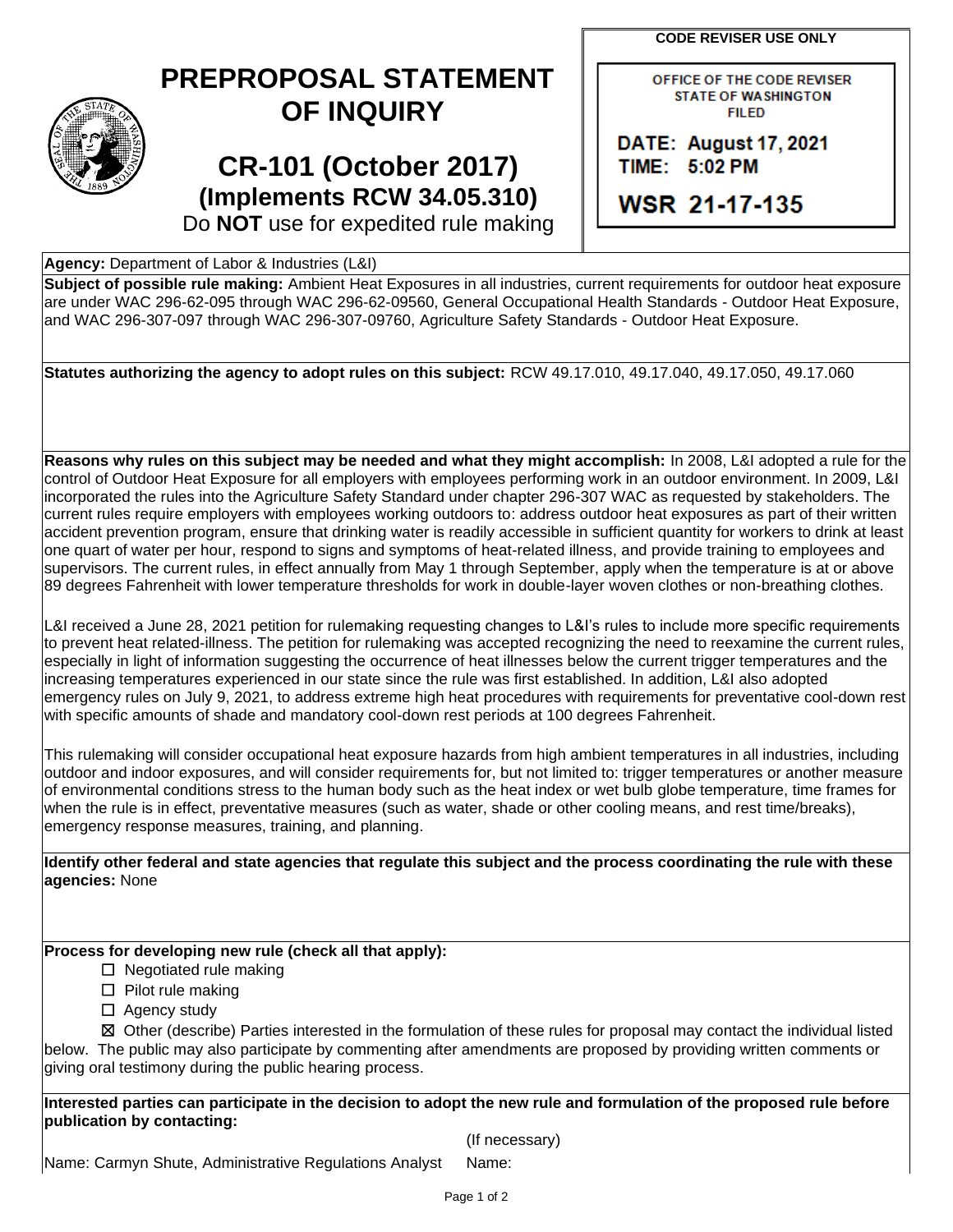# PREPROPOSAL STATEMENT OF INQUIRY

## CR-101 (October 2017)
### (Implements RCW 34.05.310)
Do **NOT** use for expedited rule making

**CODE REVISER USE ONLY**

OFFICE OF THE CODE REVISER
STATE OF WASHINGTON
FILED

DATE: August 17, 2021
TIME: 5:02 PM

WSR 21-17-135

**Agency:** Department of Labor & Industries (L&I)

**Subject of possible rule making:** Ambient Heat Exposures in all industries, current requirements for outdoor heat exposure are under WAC 296-62-095 through WAC 296-62-09560, General Occupational Health Standards - Outdoor Heat Exposure, and WAC 296-307-097 through WAC 296-307-09760, Agriculture Safety Standards - Outdoor Heat Exposure.

**Statutes authorizing the agency to adopt rules on this subject:** RCW 49.17.010, 49.17.040, 49.17.050, 49.17.060

**Reasons why rules on this subject may be needed and what they might accomplish:** In 2008, L&I adopted a rule for the control of Outdoor Heat Exposure for all employers with employees performing work in an outdoor environment. In 2009, L&I incorporated the rules into the Agriculture Safety Standard under chapter 296-307 WAC as requested by stakeholders. The current rules require employers with employees working outdoors to: address outdoor heat exposures as part of their written accident prevention program, ensure that drinking water is readily accessible in sufficient quantity for workers to drink at least one quart of water per hour, respond to signs and symptoms of heat-related illness, and provide training to employees and supervisors. The current rules, in effect annually from May 1 through September, apply when the temperature is at or above 89 degrees Fahrenheit with lower temperature thresholds for work in double-layer woven clothes or non-breathing clothes.

L&I received a June 28, 2021 petition for rulemaking requesting changes to L&I's rules to include more specific requirements to prevent heat related-illness. The petition for rulemaking was accepted recognizing the need to reexamine the current rules, especially in light of information suggesting the occurrence of heat illnesses below the current trigger temperatures and the increasing temperatures experienced in our state since the rule was first established. In addition, L&I also adopted emergency rules on July 9, 2021, to address extreme high heat procedures with requirements for preventative cool-down rest with specific amounts of shade and mandatory cool-down rest periods at 100 degrees Fahrenheit.

This rulemaking will consider occupational heat exposure hazards from high ambient temperatures in all industries, including outdoor and indoor exposures, and will consider requirements for, but not limited to: trigger temperatures or another measure of environmental conditions stress to the human body such as the heat index or wet bulb globe temperature, time frames for when the rule is in effect, preventative measures (such as water, shade or other cooling means, and rest time/breaks), emergency response measures, training, and planning.

**Identify other federal and state agencies that regulate this subject and the process coordinating the rule with these agencies:** None

**Process for developing new rule (check all that apply):**

- ☐ Negotiated rule making
- ☐ Pilot rule making
- ☐ Agency study
- ☒ Other (describe) Parties interested in the formulation of these rules for proposal may contact the individual listed below. The public may also participate by commenting after amendments are proposed by providing written comments or giving oral testimony during the public hearing process.

**Interested parties can participate in the decision to adopt the new rule and formulation of the proposed rule before publication by contacting:**

| | (If necessary) |
|---|---|
| Name: Carmyn Shute, Administrative Regulations Analyst | Name: |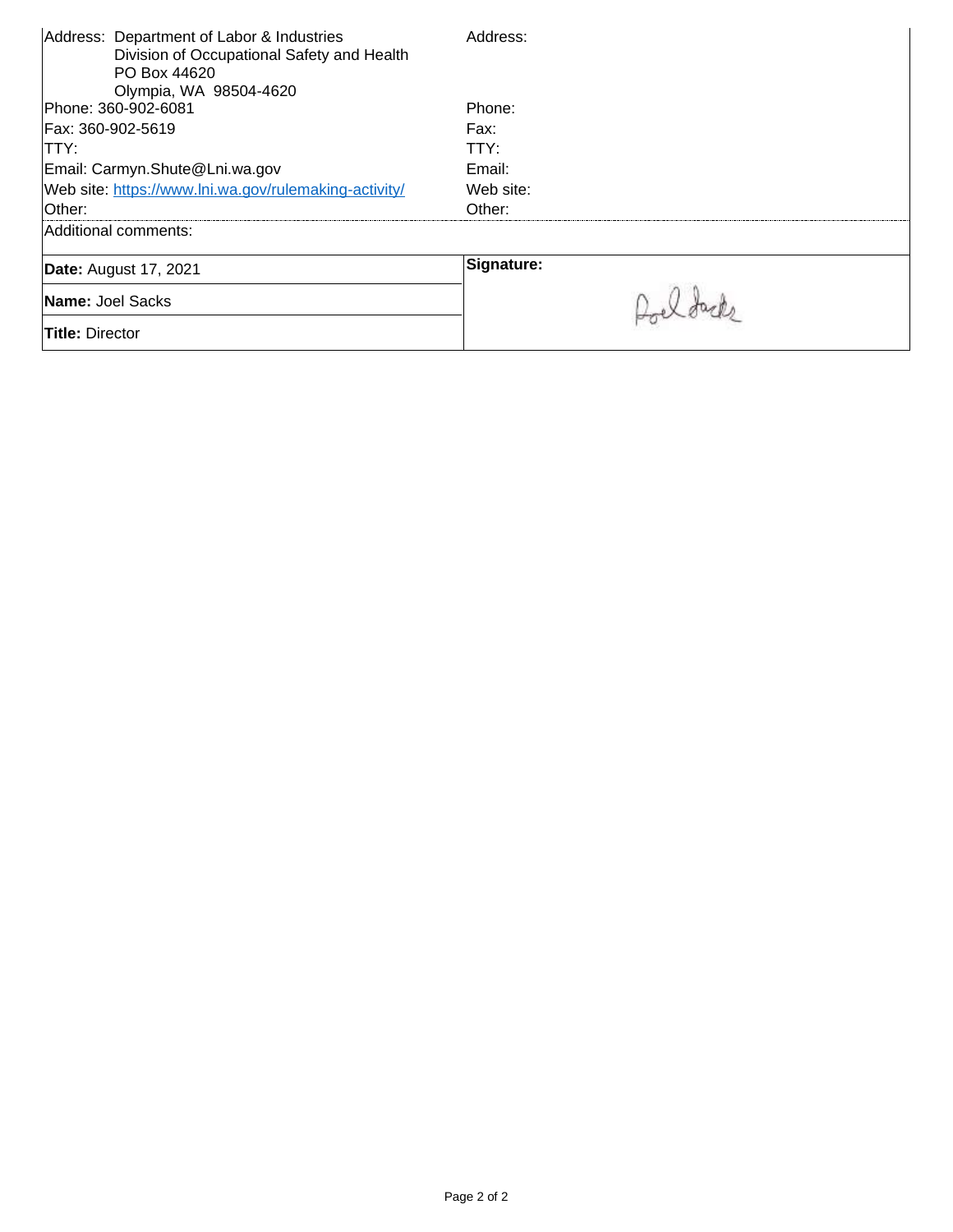| | |
|---|---|
| Address: Department of Labor & Industries<br>Division of Occupational Safety and Health<br>PO Box 44620<br>Olympia, WA 98504-4620 | Address: |
| Phone: 360-902-6081 | Phone: |
| Fax: 360-902-5619 | Fax: |
| TTY: | TTY: |
| Email: Carmyn.Shute@Lni.wa.gov | Email: |
| Web site: https://www.lni.wa.gov/rulemaking-activity/ | Web site: |
| Other: | Other: |

Additional comments:

| | |
|---|---|
| **Date:** August 17, 2021 | **Signature:** |
| **Name:** Joel Sacks | Joel Sacks |
| **Title:** Director | |